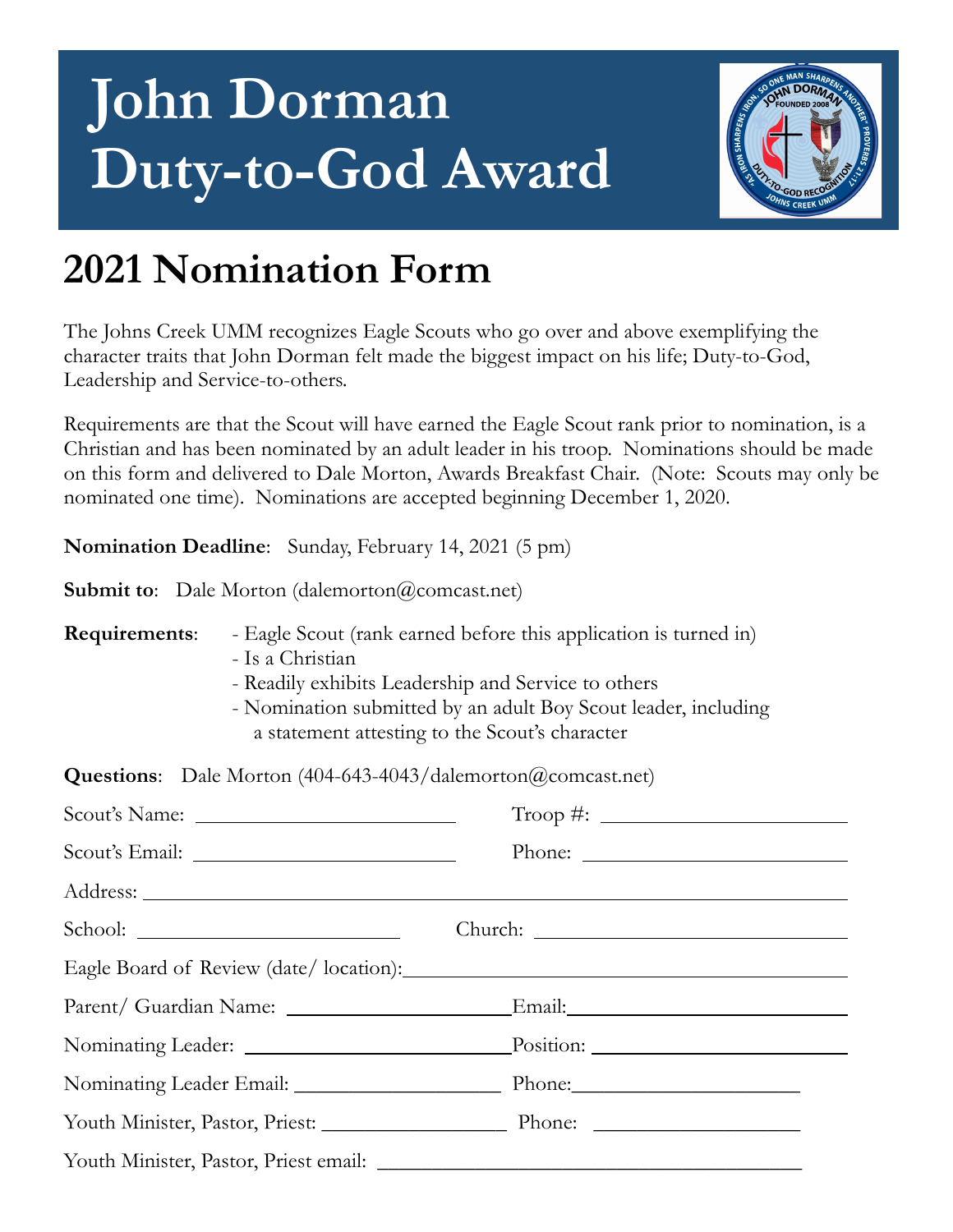# John Dorman Duty-to-God Award

## 2021 Nomination Form

The Johns Creek UMM recognizes Eagle Scouts who go over and above exemplifying the character traits that John Dorman felt made the biggest impact on his life; Duty-to-God, Leadership and Service-to-others.

Requirements are that the Scout will have earned the Eagle Scout rank prior to nomination, is a Christian and has been nominated by an adult leader in his troop. Nominations should be made on this form and delivered to Dale Morton, Awards Breakfast Chair. (Note: Scouts may only be nominated one time). Nominations are accepted beginning December 1, 2020.

**Nomination Deadline**: Sunday, February 14, 2021 (5 pm)

**Submit to**: Dale Morton (dalemorton@comcast.net)

**Requirements**:
- Eagle Scout (rank earned before this application is turned in)
- Is a Christian
- Readily exhibits Leadership and Service to others
- Nomination submitted by an adult Boy Scout leader, including a statement attesting to the Scout's character

**Questions**: Dale Morton (404-643-4043/dalemorton@comcast.net)

Scout's Name: ______________________ Troop #: ______________________

Scout's Email: ______________________ Phone: ______________________

Address: ____________________________________________________________

School: ______________________ Church: ______________________

Eagle Board of Review (date/ location): ______________________________

Parent/ Guardian Name: ______________________ Email: ______________________

Nominating Leader: ______________________ Position: ______________________

Nominating Leader Email: ______________________ Phone: ______________________

Youth Minister, Pastor, Priest: ______________________ Phone: ______________________

Youth Minister, Pastor, Priest email: ______________________________________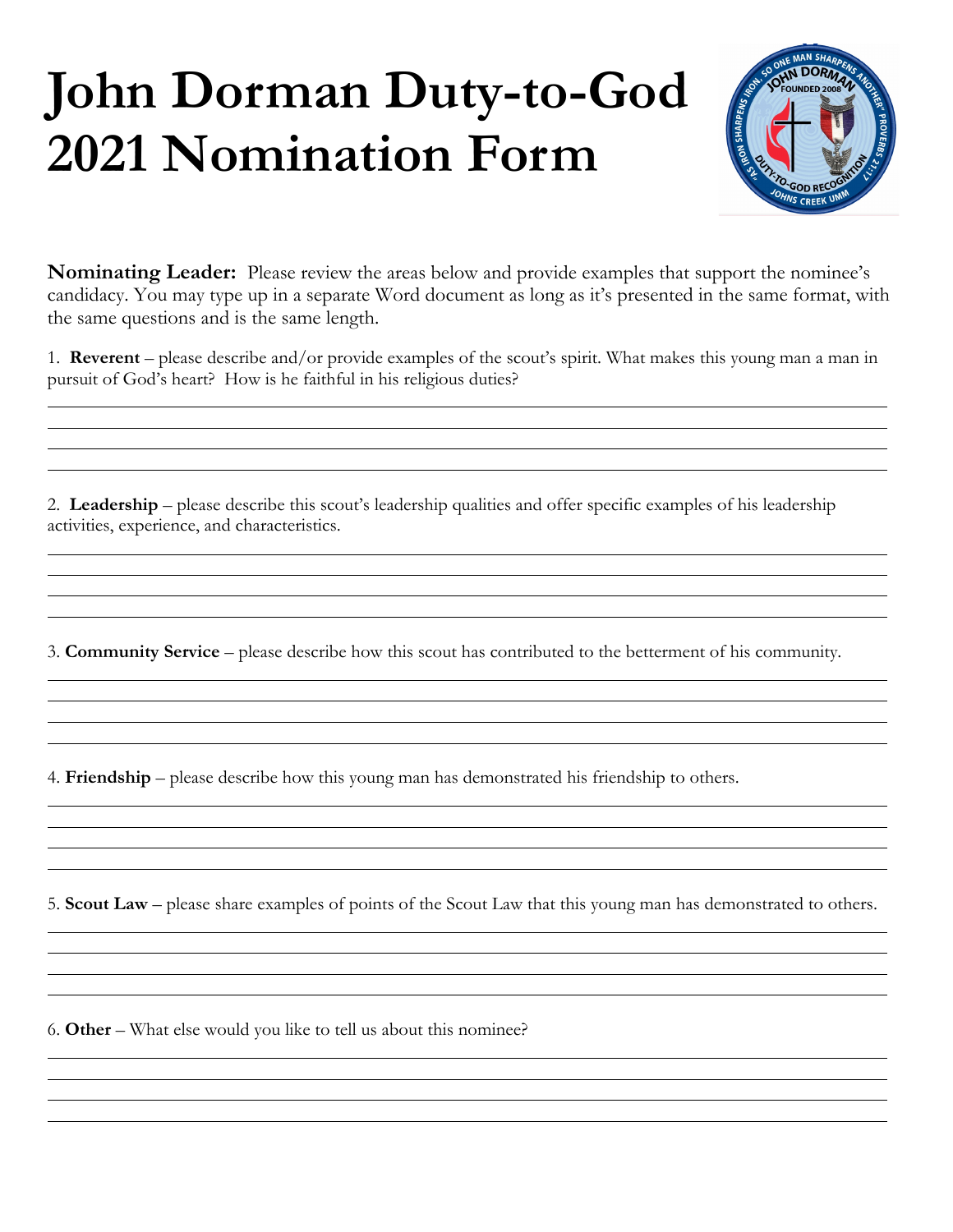# John Dorman Duty-to-God 2021 Nomination Form

**Nominating Leader:** Please review the areas below and provide examples that support the nominee's candidacy. You may type up in a separate Word document as long as it's presented in the same format, with the same questions and is the same length.

1. **Reverent** – please describe and/or provide examples of the scout's spirit. What makes this young man a man in pursuit of God's heart? How is he faithful in his religious duties?

2. **Leadership** – please describe this scout's leadership qualities and offer specific examples of his leadership activities, experience, and characteristics.

3. **Community Service** – please describe how this scout has contributed to the betterment of his community.

4. **Friendship** – please describe how this young man has demonstrated his friendship to others.

5. **Scout Law** – please share examples of points of the Scout Law that this young man has demonstrated to others.

6. **Other** – What else would you like to tell us about this nominee?